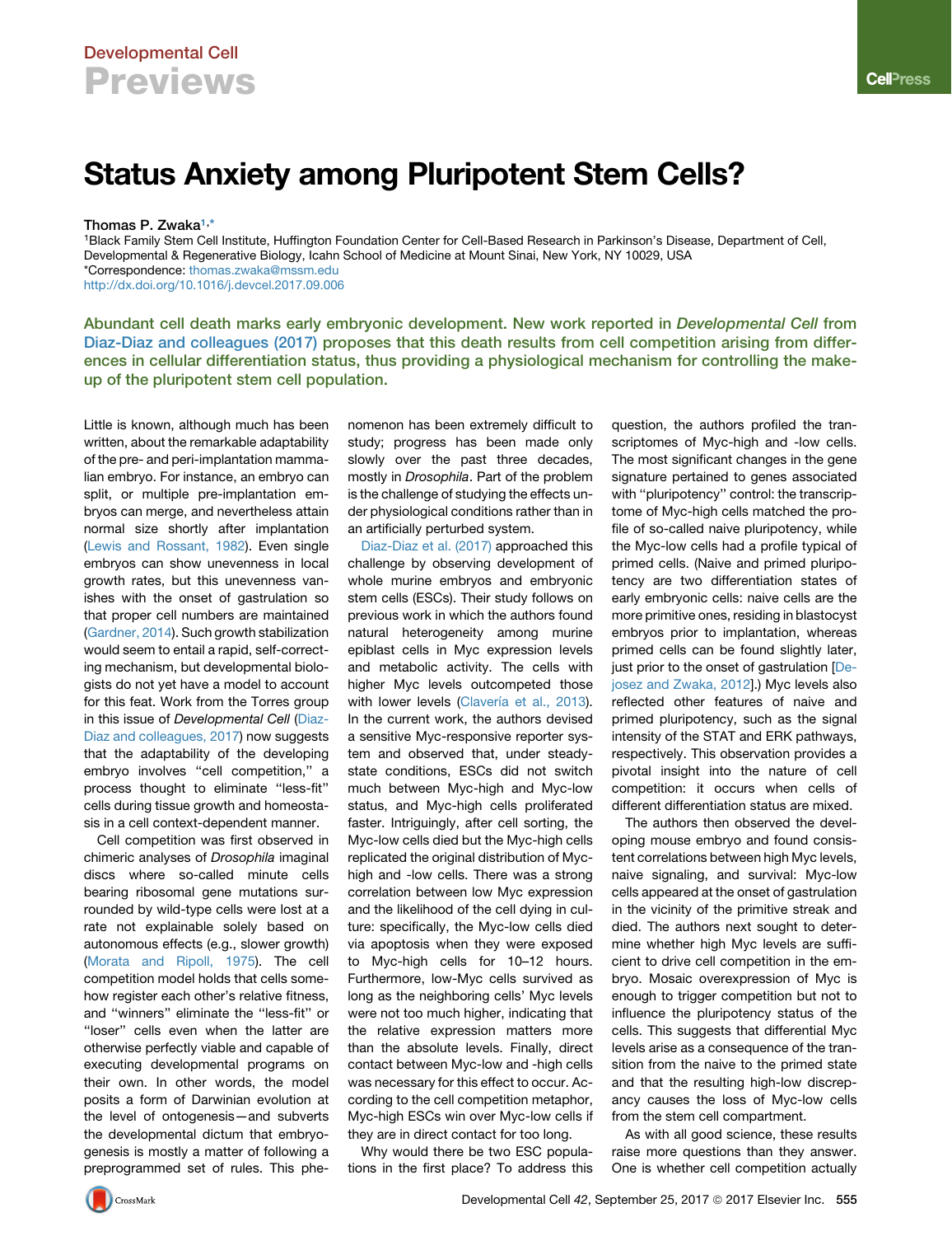# Status Anxiety among Pluripotent Stem Cells?

**Thomas P. Zwaka**[1,*]

[1]Black Family Stem Cell Institute, Huffington Foundation Center for Cell-Based Research in Parkinson's Disease, Department of Cell, Developmental & Regenerative Biology, Icahn School of Medicine at Mount Sinai, New York, NY 10029, USA

*Correspondence: thomas.zwaka@mssm.edu

http://dx.doi.org/10.1016/j.devcel.2017.09.006

**Abundant cell death marks early embryonic development. New work reported in *Developmental Cell* from Diaz-Diaz and colleagues (2017) proposes that this death results from cell competition arising from differences in cellular differentiation status, thus providing a physiological mechanism for controlling the make-up of the pluripotent stem cell population.**

Little is known, although much has been written, about the remarkable adaptability of the pre- and peri-implantation mammalian embryo. For instance, an embryo can split, or multiple pre-implantation embryos can merge, and nevertheless attain normal size shortly after implantation (Lewis and Rossant, 1982). Even single embryos can show unevenness in local growth rates, but this unevenness vanishes with the onset of gastrulation so that proper cell numbers are maintained (Gardner, 2014). Such growth stabilization would seem to entail a rapid, self-correcting mechanism, but developmental biologists do not yet have a model to account for this feat. Work from the Torres group in this issue of *Developmental Cell* (Diaz-Diaz and colleagues, 2017) now suggests that the adaptability of the developing embryo involves "cell competition," a process thought to eliminate "less-fit" cells during tissue growth and homeostasis in a cell context-dependent manner.

Cell competition was first observed in chimeric analyses of *Drosophila* imaginal discs where so-called minute cells bearing ribosomal gene mutations surrounded by wild-type cells were lost at a rate not explainable solely based on autonomous effects (e.g., slower growth) (Morata and Ripoll, 1975). The cell competition model holds that cells somehow register each other's relative fitness, and "winners" eliminate the "less-fit" or "loser" cells even when the latter are otherwise perfectly viable and capable of executing developmental programs on their own. In other words, the model posits a form of Darwinian evolution at the level of ontogenesis—and subverts the developmental dictum that embryogenesis is mostly a matter of following a preprogrammed set of rules. This phenomenon has been extremely difficult to study; progress has been made only slowly over the past three decades, mostly in *Drosophila*. Part of the problem is the challenge of studying the effects under physiological conditions rather than in an artificially perturbed system.

Diaz-Diaz et al. (2017) approached this challenge by observing development of whole murine embryos and embryonic stem cells (ESCs). Their study follows on previous work in which the authors found natural heterogeneity among murine epiblast cells in Myc expression levels and metabolic activity. The cells with higher Myc levels outcompeted those with lower levels (Clavería et al., 2013). In the current work, the authors devised a sensitive Myc-responsive reporter system and observed that, under steady-state conditions, ESCs did not switch much between Myc-high and Myc-low status, and Myc-high cells proliferated faster. Intriguingly, after cell sorting, the Myc-low cells died but the Myc-high cells replicated the original distribution of Myc-high and -low cells. There was a strong correlation between low Myc expression and the likelihood of the cell dying in culture: specifically, the Myc-low cells died via apoptosis when they were exposed to Myc-high cells for 10–12 hours. Furthermore, low-Myc cells survived as long as the neighboring cells' Myc levels were not too much higher, indicating that the relative expression matters more than the absolute levels. Finally, direct contact between Myc-low and -high cells was necessary for this effect to occur. According to the cell competition metaphor, Myc-high ESCs win over Myc-low cells if they are in direct contact for too long.

Why would there be two ESC populations in the first place? To address this question, the authors profiled the transcriptomes of Myc-high and -low cells. The most significant changes in the gene signature pertained to genes associated with "pluripotency" control: the transcriptome of Myc-high cells matched the profile of so-called naive pluripotency, while the Myc-low cells had a profile typical of primed cells. (Naive and primed pluripotency are two differentiation states of early embryonic cells: naive cells are the more primitive ones, residing in blastocyst embryos prior to implantation, whereas primed cells can be found slightly later, just prior to the onset of gastrulation [Dejosez and Zwaka, 2012].) Myc levels also reflected other features of naive and primed pluripotency, such as the signal intensity of the STAT and ERK pathways, respectively. This observation provides a pivotal insight into the nature of cell competition: it occurs when cells of different differentiation status are mixed.

The authors then observed the developing mouse embryo and found consistent correlations between high Myc levels, naive signaling, and survival: Myc-low cells appeared at the onset of gastrulation in the vicinity of the primitive streak and died. The authors next sought to determine whether high Myc levels are sufficient to drive cell competition in the embryo. Mosaic overexpression of Myc is enough to trigger competition but not to influence the pluripotency status of the cells. This suggests that differential Myc levels arise as a consequence of the transition from the naive to the primed state and that the resulting high-low discrepancy causes the loss of Myc-low cells from the stem cell compartment.

As with all good science, these results raise more questions than they answer. One is whether cell competition actually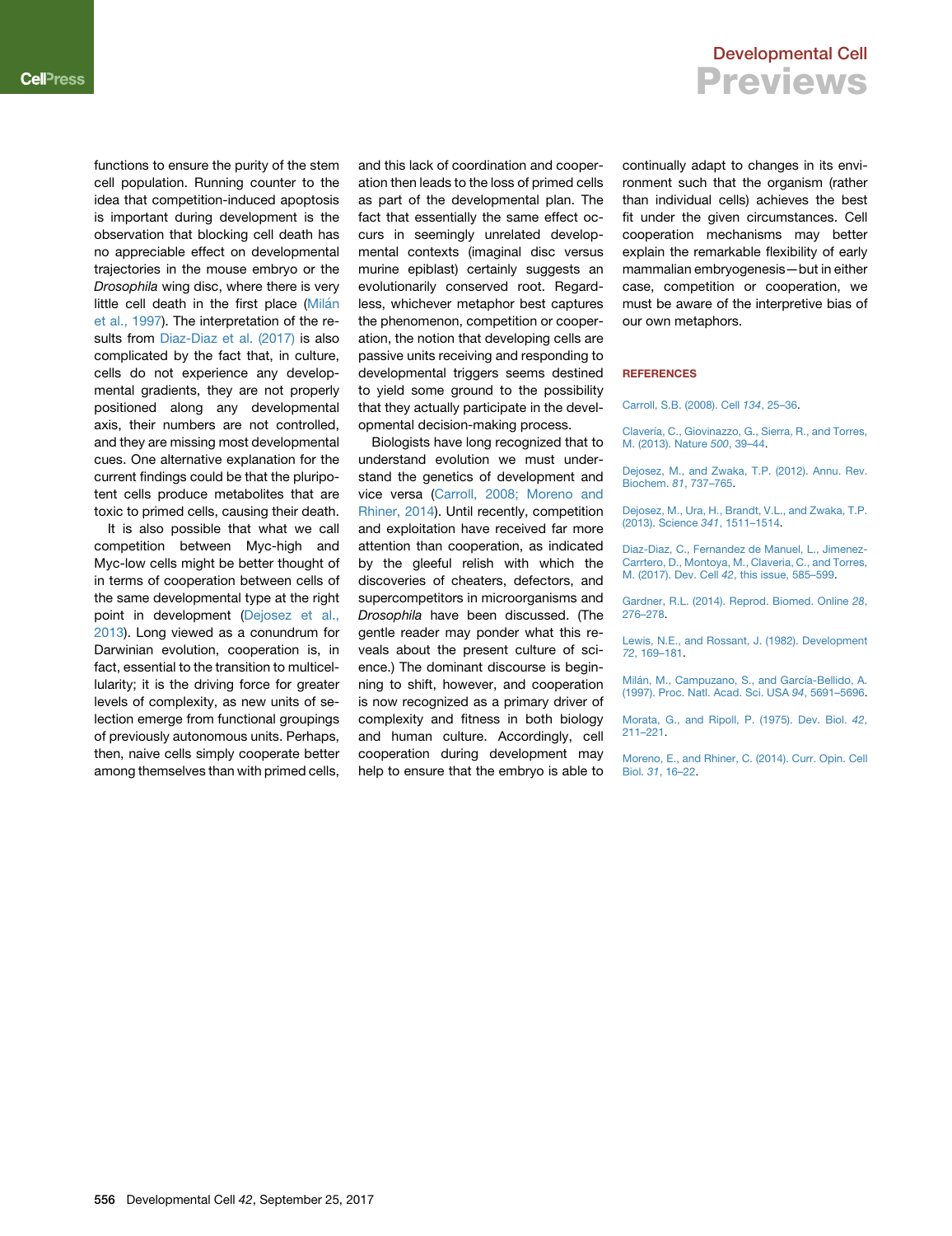functions to ensure the purity of the stem cell population. Running counter to the idea that competition-induced apoptosis is important during development is the observation that blocking cell death has no appreciable effect on developmental trajectories in the mouse embryo or the *Drosophila* wing disc, where there is very little cell death in the first place (Milán et al., 1997). The interpretation of the results from Diaz-Diaz et al. (2017) is also complicated by the fact that, in culture, cells do not experience any developmental gradients, they are not properly positioned along any developmental axis, their numbers are not controlled, and they are missing most developmental cues. One alternative explanation for the current findings could be that the pluripotent cells produce metabolites that are toxic to primed cells, causing their death.

It is also possible that what we call competition between Myc-high and Myc-low cells might be better thought of in terms of cooperation between cells of the same developmental type at the right point in development (Dejosez et al., 2013). Long viewed as a conundrum for Darwinian evolution, cooperation is, in fact, essential to the transition to multicellularity; it is the driving force for greater levels of complexity, as new units of selection emerge from functional groupings of previously autonomous units. Perhaps, then, naive cells simply cooperate better among themselves than with primed cells, and this lack of coordination and cooperation then leads to the loss of primed cells as part of the developmental plan. The fact that essentially the same effect occurs in seemingly unrelated developmental contexts (imaginal disc versus murine epiblast) certainly suggests an evolutionarily conserved root. Regardless, whichever metaphor best captures the phenomenon, competition or cooperation, the notion that developing cells are passive units receiving and responding to developmental triggers seems destined to yield some ground to the possibility that they actually participate in the developmental decision-making process.

Biologists have long recognized that to understand evolution we must understand the genetics of development and vice versa (Carroll, 2008; Moreno and Rhiner, 2014). Until recently, competition and exploitation have received far more attention than cooperation, as indicated by the gleeful relish with which the discoveries of cheaters, defectors, and supercompetitors in microorganisms and *Drosophila* have been discussed. (The gentle reader may ponder what this reveals about the present culture of science.) The dominant discourse is beginning to shift, however, and cooperation is now recognized as a primary driver of complexity and fitness in both biology and human culture. Accordingly, cell cooperation during development may help to ensure that the embryo is able to continually adapt to changes in its environment such that the organism (rather than individual cells) achieves the best fit under the given circumstances. Cell cooperation mechanisms may better explain the remarkable flexibility of early mammalian embryogenesis—but in either case, competition or cooperation, we must be aware of the interpretive bias of our own metaphors.

## REFERENCES

Carroll, S.B. (2008). Cell *134*, 25–36.

Clavería, C., Giovinazzo, G., Sierra, R., and Torres, M. (2013). Nature *500*, 39–44.

Dejosez, M., and Zwaka, T.P. (2012). Annu. Rev. Biochem. *81*, 737–765.

Dejosez, M., Ura, H., Brandt, V.L., and Zwaka, T.P. (2013). Science *341*, 1511–1514.

Diaz-Diaz, C., Fernandez de Manuel, L., Jimenez-Carrtero, D., Montoya, M., Claveria, C., and Torres, M. (2017). Dev. Cell *42*, this issue, 585–599.

Gardner, R.L. (2014). Reprod. Biomed. Online *28*, 276–278.

Lewis, N.E., and Rossant, J. (1982). Development *72*, 169–181.

Milán, M., Campuzano, S., and García-Bellido, A. (1997). Proc. Natl. Acad. Sci. USA *94*, 5691–5696.

Morata, G., and Ripoll, P. (1975). Dev. Biol. *42*, 211–221.

Moreno, E., and Rhiner, C. (2014). Curr. Opin. Cell Biol. *31*, 16–22.